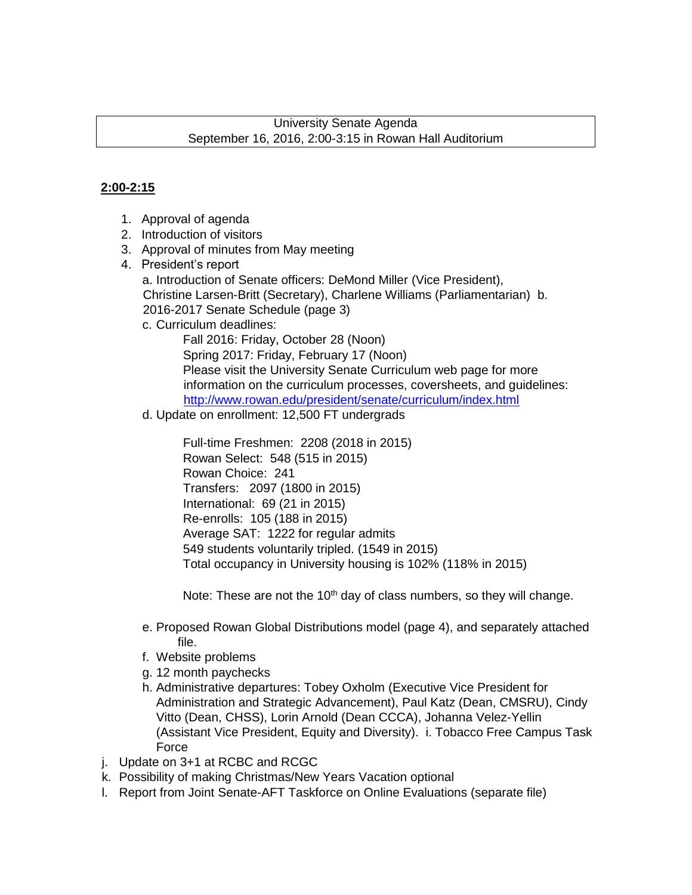University Senate Agenda
September 16, 2016, 2:00-3:15 in Rowan Hall Auditorium

**2:00-2:15**

1. Approval of agenda
2. Introduction of visitors
3. Approval of minutes from May meeting
4. President's report

   a. Introduction of Senate officers: DeMond Miller (Vice President), Christine Larsen-Britt (Secretary), Charlene Williams (Parliamentarian) b. 2016-2017 Senate Schedule (page 3)

   c. Curriculum deadlines:

      Fall 2016: Friday, October 28 (Noon)
      Spring 2017: Friday, February 17 (Noon)
      Please visit the University Senate Curriculum web page for more information on the curriculum processes, coversheets, and guidelines: http://www.rowan.edu/president/senate/curriculum/index.html

   d. Update on enrollment: 12,500 FT undergrads

      Full-time Freshmen: 2208 (2018 in 2015)
      Rowan Select: 548 (515 in 2015)
      Rowan Choice: 241
      Transfers: 2097 (1800 in 2015)
      International: 69 (21 in 2015)
      Re-enrolls: 105 (188 in 2015)
      Average SAT: 1222 for regular admits
      549 students voluntarily tripled. (1549 in 2015)
      Total occupancy in University housing is 102% (118% in 2015)

      Note: These are not the 10th day of class numbers, so they will change.

   e. Proposed Rowan Global Distributions model (page 4), and separately attached file.

   f. Website problems

   g. 12 month paychecks

   h. Administrative departures: Tobey Oxholm (Executive Vice President for Administration and Strategic Advancement), Paul Katz (Dean, CMSRU), Cindy Vitto (Dean, CHSS), Lorin Arnold (Dean CCCA), Johanna Velez-Yellin (Assistant Vice President, Equity and Diversity). i. Tobacco Free Campus Task Force

j. Update on 3+1 at RCBC and RCGC

k. Possibility of making Christmas/New Years Vacation optional

l. Report from Joint Senate-AFT Taskforce on Online Evaluations (separate file)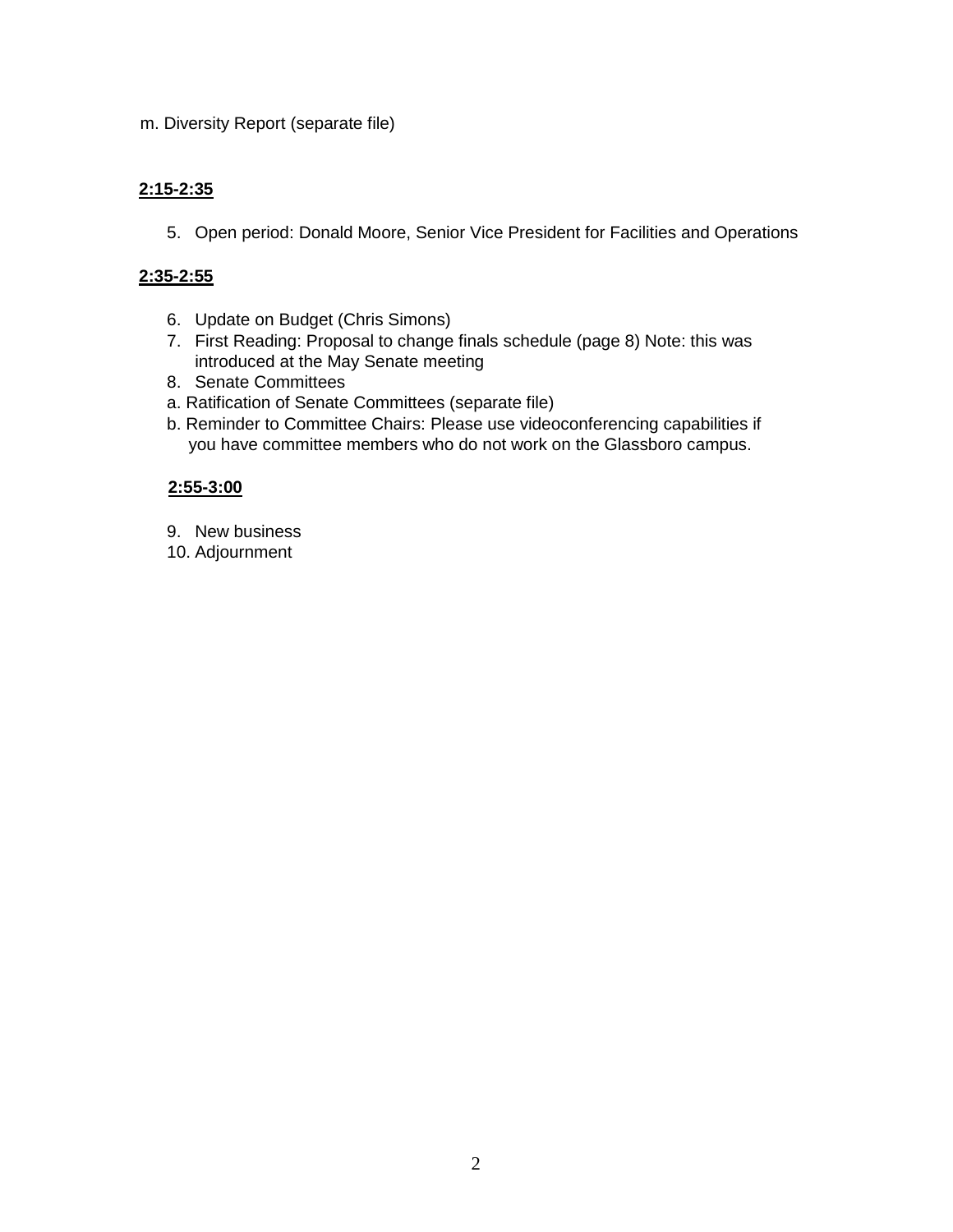m. Diversity Report (separate file)

**2:15-2:35**

5. Open period: Donald Moore, Senior Vice President for Facilities and Operations

**2:35-2:55**

6. Update on Budget (Chris Simons)
7. First Reading: Proposal to change finals schedule (page 8) Note: this was introduced at the May Senate meeting
8. Senate Committees

a. Ratification of Senate Committees (separate file)

b. Reminder to Committee Chairs: Please use videoconferencing capabilities if you have committee members who do not work on the Glassboro campus.

**2:55-3:00**

9. New business
10. Adjournment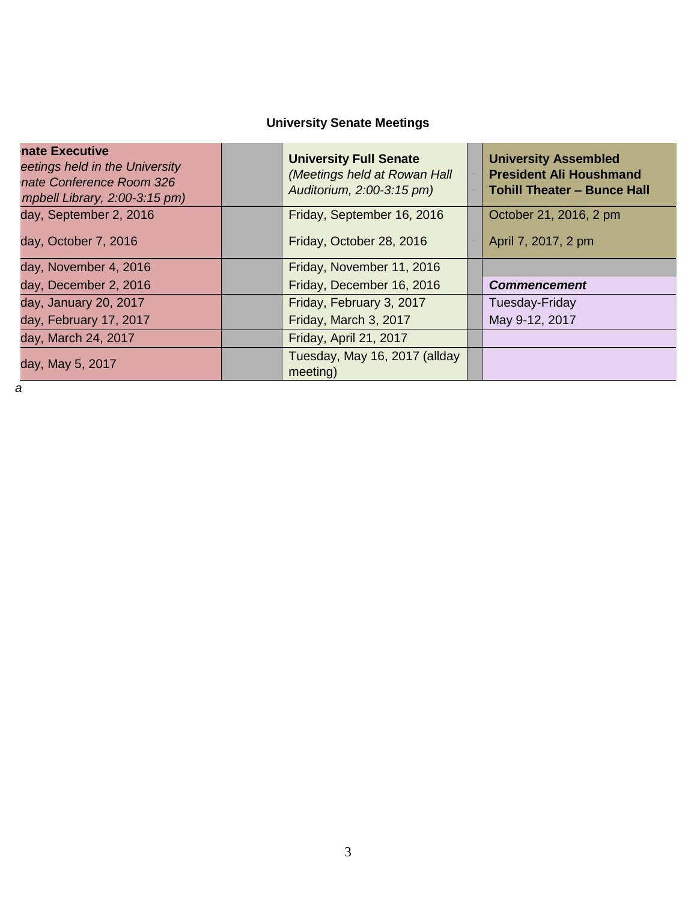**University Senate Meetings**

| nate Executive *eetings held in the University nate Conference Room 326 mpbell Library, 2:00-3:15 pm)* | | **University Full Senate** *(Meetings held at Rowan Hall Auditorium, 2:00-3:15 pm)* | | **University Assembled President Ali Houshmand Tohill Theater – Bunce Hall** |
|---|---|---|---|---|
| day, September 2, 2016 | | Friday, September 16, 2016 | | October 21, 2016, 2 pm |
| day, October 7, 2016 | | Friday, October 28, 2016 | | April 7, 2017, 2 pm |
| day, November 4, 2016 | | Friday, November 11, 2016 | | |
| day, December 2, 2016 | | Friday, December 16, 2016 | | ***Commencement*** |
| day, January 20, 2017 | | Friday, February 3, 2017 | | Tuesday-Friday |
| day, February 17, 2017 | | Friday, March 3, 2017 | | May 9-12, 2017 |
| day, March 24, 2017 | | Friday, April 21, 2017 | | |
| day, May 5, 2017 | | Tuesday, May 16, 2017 (allday meeting) | | |

*a*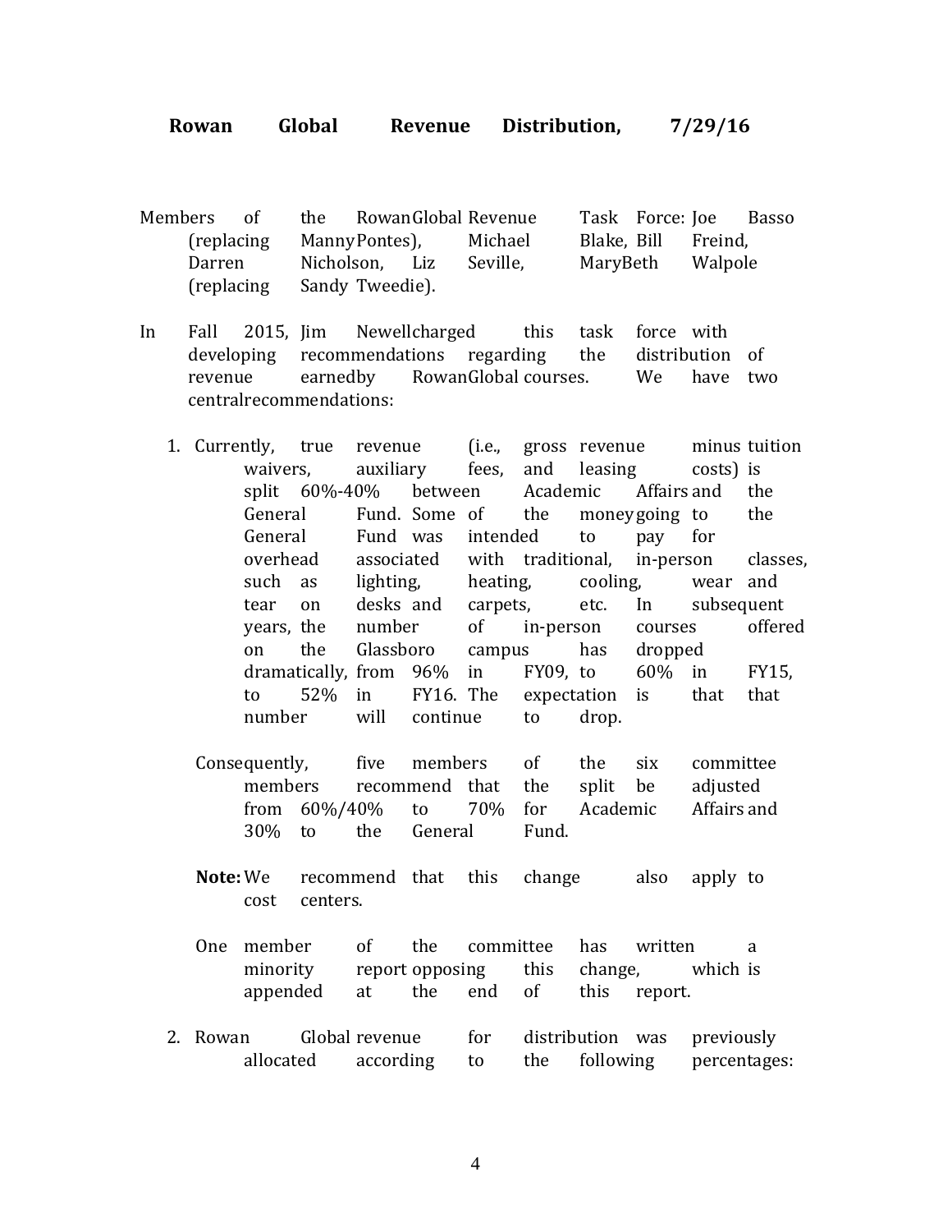**Rowan Global Revenue Distribution, 7/29/16**

Members of the RowanGlobal Revenue Task Force: Joe Basso (replacing Manny Pontes), Michael Blake, Bill Freind, Darren Nicholson, Liz Seville, MaryBeth Walpole (replacing Sandy Tweedie).

In Fall 2015, Jim Newell charged this task force with developing recommendations regarding the distribution of revenue earned by RowanGlobal courses. We have two central recommendations:

1. Currently, true revenue (i.e., gross revenue minus tuition waivers, auxiliary fees, and leasing costs) is split 60%-40% between Academic Affairs and the General Fund. Some of the money going to the General Fund was intended to pay for overhead associated with traditional, in-person classes, such as lighting, heating, cooling, wear and tear on desks and carpets, etc. In subsequent years, the number of in-person courses offered on the Glassboro campus has dropped dramatically, from 96% in FY09, to 60% in FY15, to 52% in FY16. The expectation is that that number will continue to drop.

   Consequently, five members of the six committee members recommend that the split be adjusted from 60%/40% to 70% for Academic Affairs and 30% to the General Fund.

   **Note:** We recommend that this change also apply to cost centers.

   One member of the committee has written a minority report opposing this change, which is appended at the end of this report.

2. Rowan Global revenue for distribution was previously allocated according to the following percentages: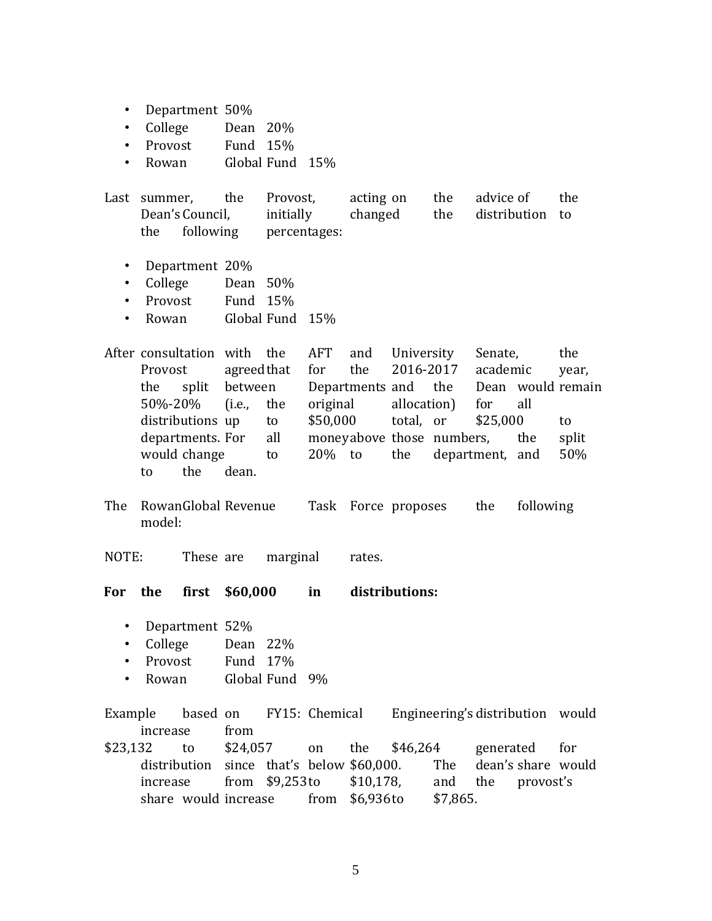- Department 50%
- College Dean 20%
- Provost Fund 15%
- Rowan Global Fund 15%

Last summer, the Provost, acting on the advice of the Dean's Council, initially changed the distribution to the following percentages:

- Department 20%
- College Dean 50%
- Provost Fund 15%
- Rowan Global Fund 15%

After consultation with the AFT and University Senate, the Provost agreed that for the 2016-2017 academic year, the split between Departments and the Dean would remain 50%-20% (i.e., the original allocation) for all distributions up to $50,000 total, or $25,000 to departments. For all money above those numbers, the split would change to 20% to the department, and 50% to the dean.

The RowanGlobal Revenue Task Force proposes the following model:

NOTE: These are marginal rates.

**For the first $60,000 in distributions:**

- Department 52%
- College Dean 22%
- Provost Fund 17%
- Rowan Global Fund 9%

Example based on FY15: Chemical Engineering's distribution would increase from $23,132 to $24,057 on the $46,264 generated for distribution since that's below $60,000. The dean's share would increase from $9,253 to $10,178, and the provost's share would increase from $6,936 to $7,865.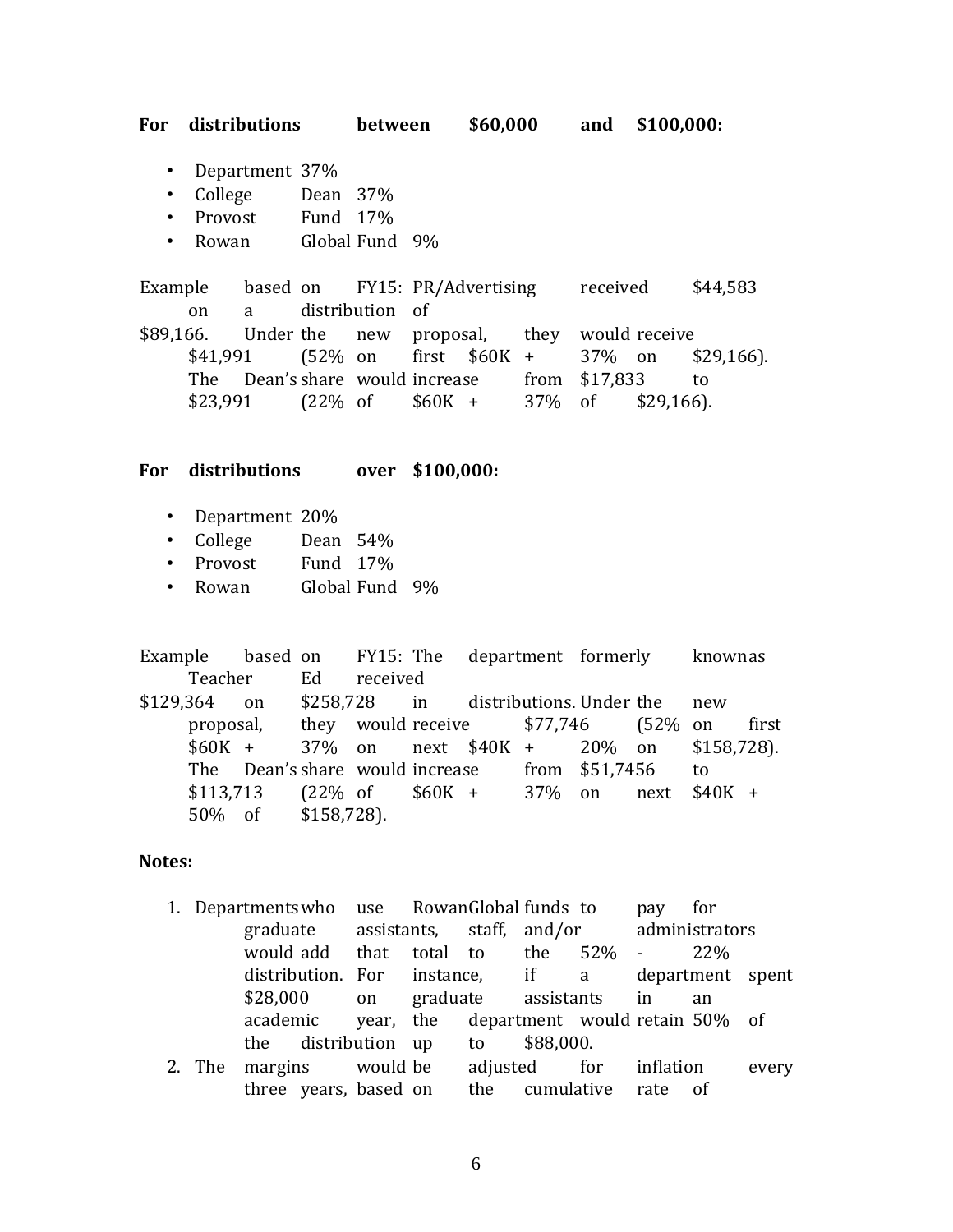**For distributions between $60,000 and $100,000:**

- Department 37%
- College Dean 37%
- Provost Fund 17%
- Rowan Global Fund 9%

Example based on FY15: PR/Advertising received $44,583 on a distribution of $89,166. Under the new proposal, they would receive $41,991 (52% on first $60K + 37% on $29,166). The Dean's share would increase from $17,833 to $23,991 (22% of $60K + 37% of $29,166).

**For distributions over $100,000:**

- Department 20%
- College Dean 54%
- Provost Fund 17%
- Rowan Global Fund 9%

Example based on FY15: The department formerly knownas Teacher Ed received $129,364 on $258,728 in distributions. Under the new proposal, they would receive $77,746 (52% on first $60K + 37% on next $40K + 20% on $158,728). The Dean's share would increase from $51,7456 to $113,713 (22% of $60K + 37% on next $40K + 50% of $158,728).

**Notes:**

1. Departments who use RowanGlobal funds to pay for graduate assistants, staff, and/or administrators would add that total to the 52% - 22% distribution. For instance, if a department spent $28,000 on graduate assistants in an academic year, the department would retain 50% of the distribution up to $88,000.
2. The margins would be adjusted for inflation every three years, based on the cumulative rate of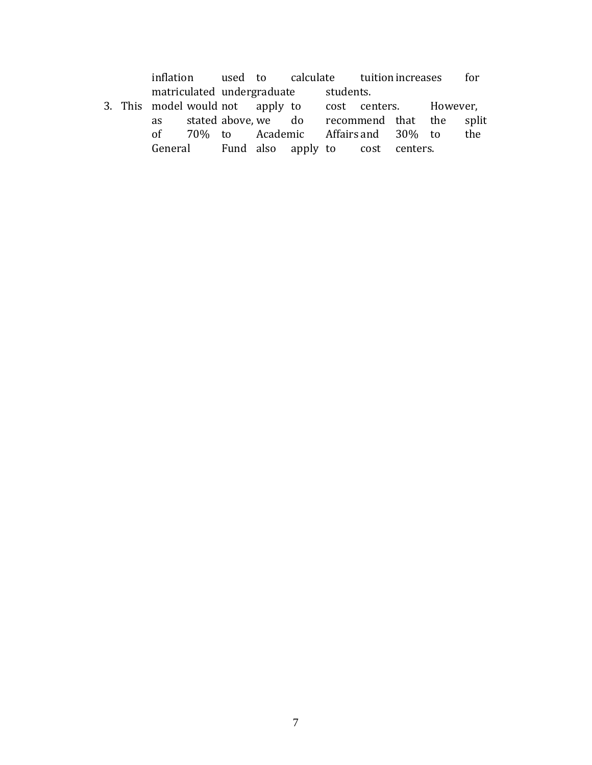inflation used to calculate tuition increases for matriculated undergraduate students.

3. This model would not apply to cost centers. However, as stated above, we do recommend that the split of 70% to Academic Affairs and 30% to the General Fund also apply to cost centers.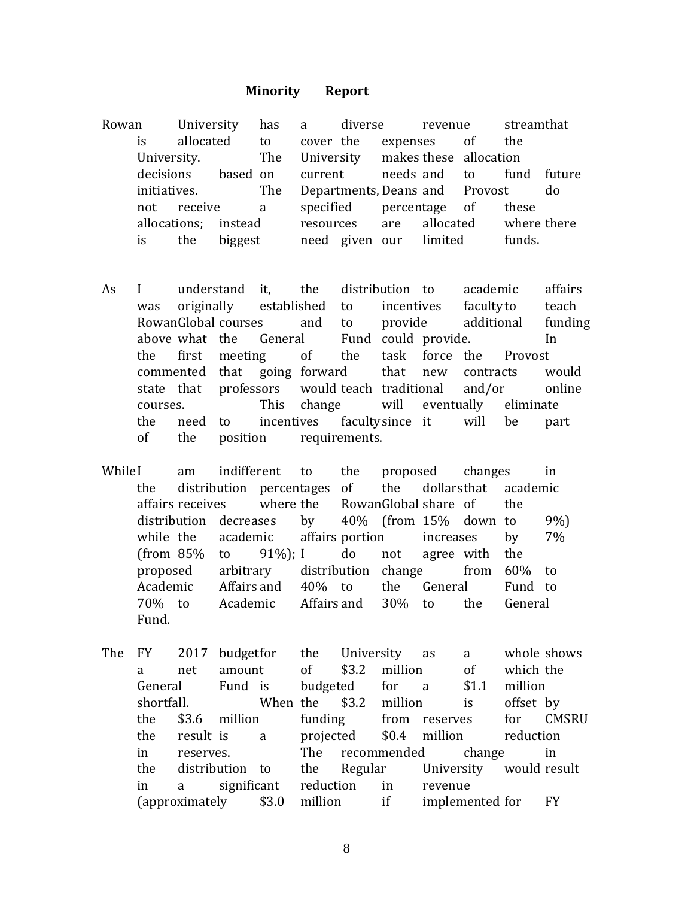**Minority Report**

Rowan University has a diverse revenue streamthat is allocated to cover the expenses of the University. The University makes these allocation decisions based on current needs and to fund future initiatives. The Departments, Deans and Provost do not receive a specified percentage of these allocations; instead resources are allocated where there is the biggest need given our limited funds.

As I understand it, the distribution to academic affairs was originally established to incentives faculty to teach RowanGlobal courses and to provide additional funding above what the General Fund could provide. In the first meeting of the task force the Provost commented that going forward that new contracts would state that professors would teach traditional and/or online courses. This change will eventually eliminate the need to incentives faculty since it will be part of the position requirements.

While I am indifferent to the proposed changes in the distribution percentages of the dollars that academic affairs receives where the RowanGlobal share of the distribution decreases by 40% (from 15% down to 9%) while the academic affairs portion increases by 7% (from 85% to 91%); I do not agree with the proposed arbitrary distribution change from 60% to Academic Affairs and 40% to the General Fund to 70% to Academic Affairs and 30% to the General Fund.

The FY 2017 budget for the University as a whole shows a net amount of $3.2 million of which the General Fund is budgeted for a $1.1 million shortfall. When the $3.2 million is offset by the $3.6 million funding from reserves for CMSRU the result is a projected $0.4 million reduction in reserves. The recommended change in the distribution to the Regular University would result in a significant reduction in revenue (approximately $3.0 million if implemented for FY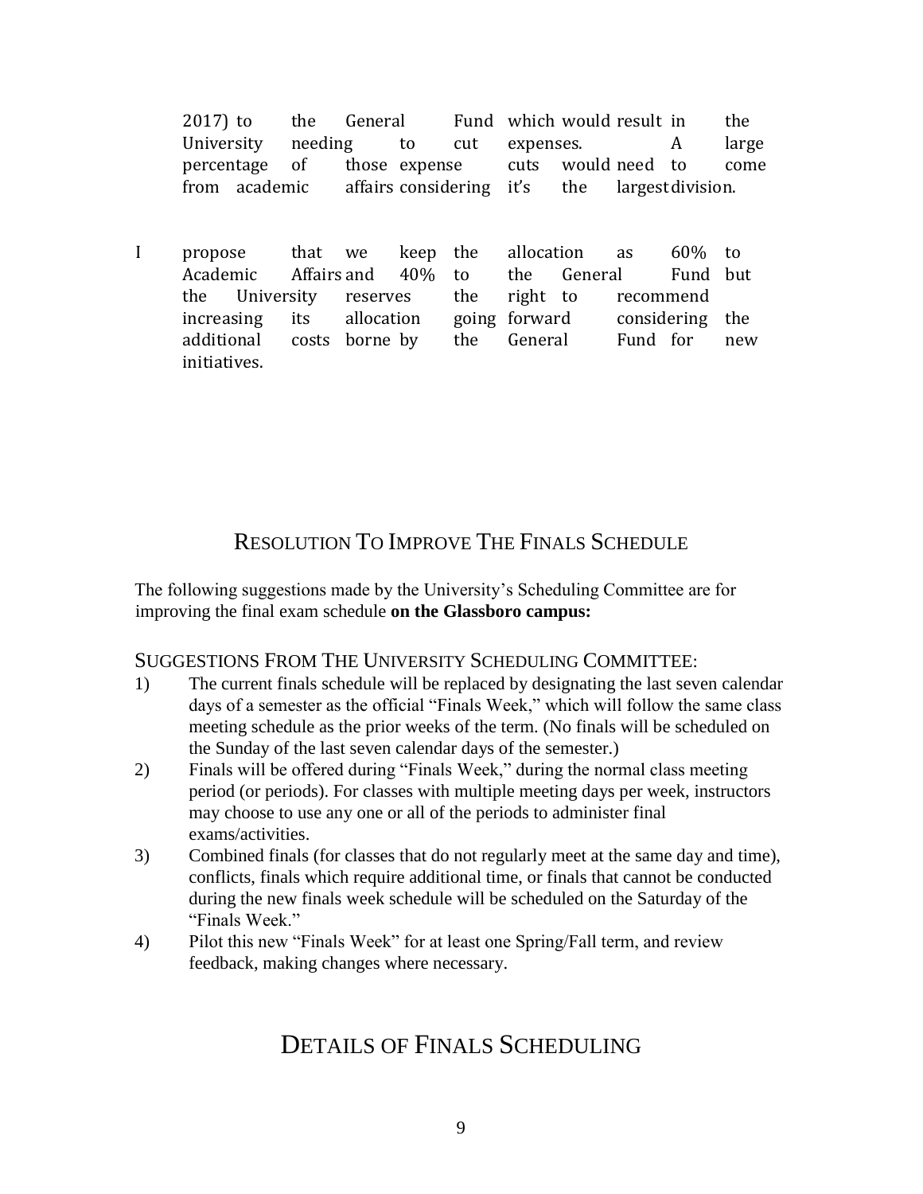2017) to the General Fund which would result in the University needing to cut expenses. A large percentage of those expense cuts would need to come from academic affairs considering it's the largest division.

I propose that we keep the allocation as 60% to Academic Affairs and 40% to the General Fund but the University reserves the right to recommend increasing its allocation going forward considering the additional costs borne by the General Fund for new initiatives.

## RESOLUTION TO IMPROVE THE FINALS SCHEDULE

The following suggestions made by the University's Scheduling Committee are for improving the final exam schedule **on the Glassboro campus:**

### SUGGESTIONS FROM THE UNIVERSITY SCHEDULING COMMITTEE:

1) The current finals schedule will be replaced by designating the last seven calendar days of a semester as the official "Finals Week," which will follow the same class meeting schedule as the prior weeks of the term. (No finals will be scheduled on the Sunday of the last seven calendar days of the semester.)
2) Finals will be offered during "Finals Week," during the normal class meeting period (or periods). For classes with multiple meeting days per week, instructors may choose to use any one or all of the periods to administer final exams/activities.
3) Combined finals (for classes that do not regularly meet at the same day and time), conflicts, finals which require additional time, or finals that cannot be conducted during the new finals week schedule will be scheduled on the Saturday of the "Finals Week."
4) Pilot this new "Finals Week" for at least one Spring/Fall term, and review feedback, making changes where necessary.

## DETAILS OF FINALS SCHEDULING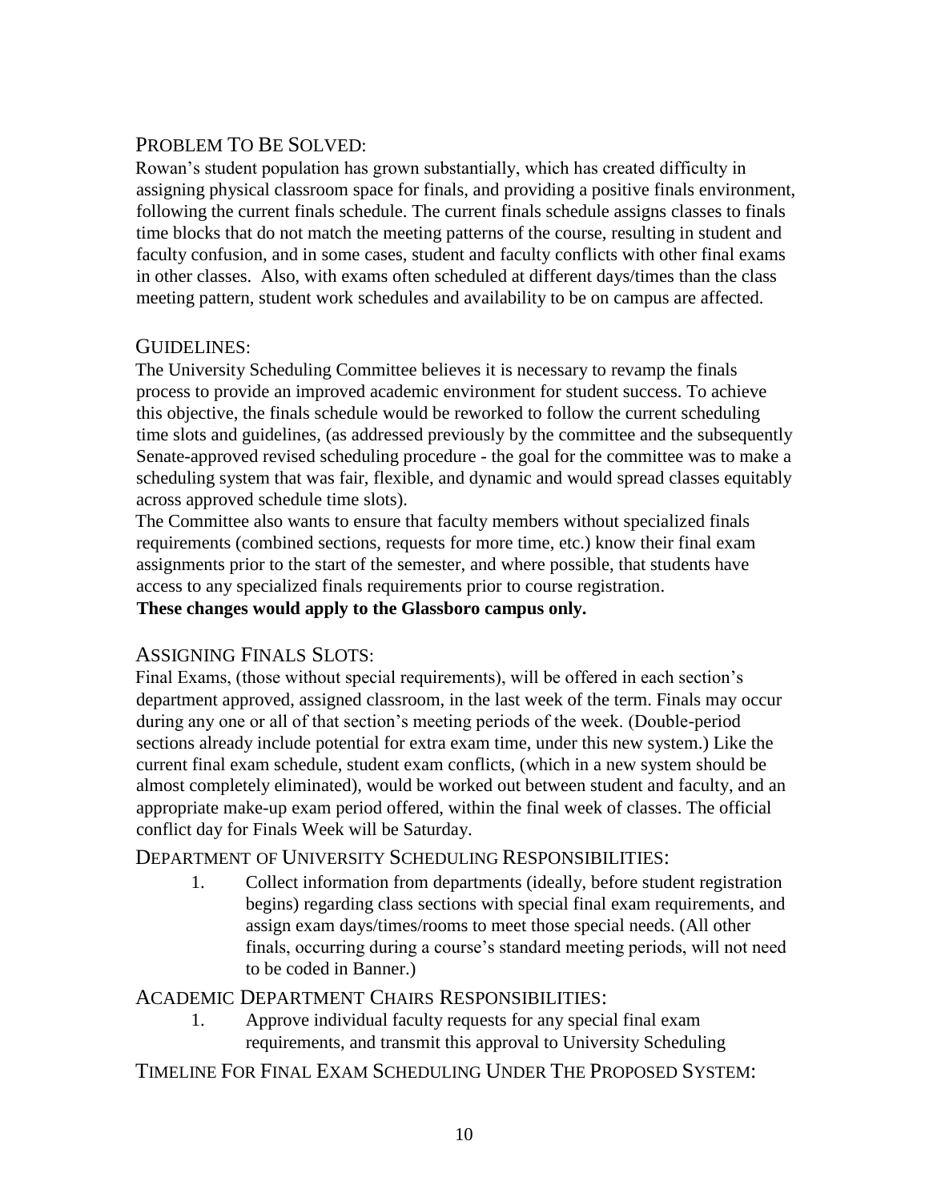## Problem To Be Solved:

Rowan's student population has grown substantially, which has created difficulty in assigning physical classroom space for finals, and providing a positive finals environment, following the current finals schedule. The current finals schedule assigns classes to finals time blocks that do not match the meeting patterns of the course, resulting in student and faculty confusion, and in some cases, student and faculty conflicts with other final exams in other classes. Also, with exams often scheduled at different days/times than the class meeting pattern, student work schedules and availability to be on campus are affected.

## Guidelines:

The University Scheduling Committee believes it is necessary to revamp the finals process to provide an improved academic environment for student success. To achieve this objective, the finals schedule would be reworked to follow the current scheduling time slots and guidelines, (as addressed previously by the committee and the subsequently Senate-approved revised scheduling procedure - the goal for the committee was to make a scheduling system that was fair, flexible, and dynamic and would spread classes equitably across approved schedule time slots).

The Committee also wants to ensure that faculty members without specialized finals requirements (combined sections, requests for more time, etc.) know their final exam assignments prior to the start of the semester, and where possible, that students have access to any specialized finals requirements prior to course registration.

**These changes would apply to the Glassboro campus only.**

## Assigning Finals Slots:

Final Exams, (those without special requirements), will be offered in each section's department approved, assigned classroom, in the last week of the term. Finals may occur during any one or all of that section's meeting periods of the week. (Double-period sections already include potential for extra exam time, under this new system.) Like the current final exam schedule, student exam conflicts, (which in a new system should be almost completely eliminated), would be worked out between student and faculty, and an appropriate make-up exam period offered, within the final week of classes. The official conflict day for Finals Week will be Saturday.

## Department of University Scheduling Responsibilities:

1. Collect information from departments (ideally, before student registration begins) regarding class sections with special final exam requirements, and assign exam days/times/rooms to meet those special needs. (All other finals, occurring during a course's standard meeting periods, will not need to be coded in Banner.)

## Academic Department Chairs Responsibilities:

1. Approve individual faculty requests for any special final exam requirements, and transmit this approval to University Scheduling

## Timeline For Final Exam Scheduling Under The Proposed System: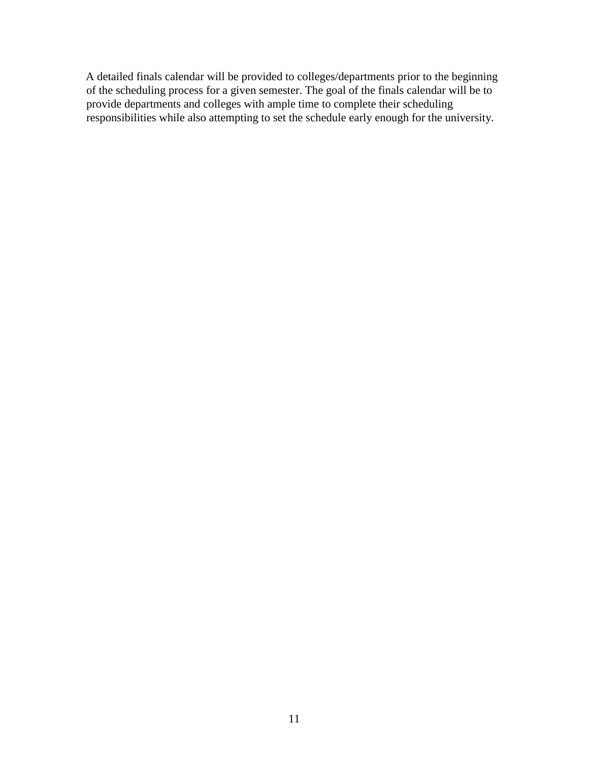A detailed finals calendar will be provided to colleges/departments prior to the beginning of the scheduling process for a given semester. The goal of the finals calendar will be to provide departments and colleges with ample time to complete their scheduling responsibilities while also attempting to set the schedule early enough for the university.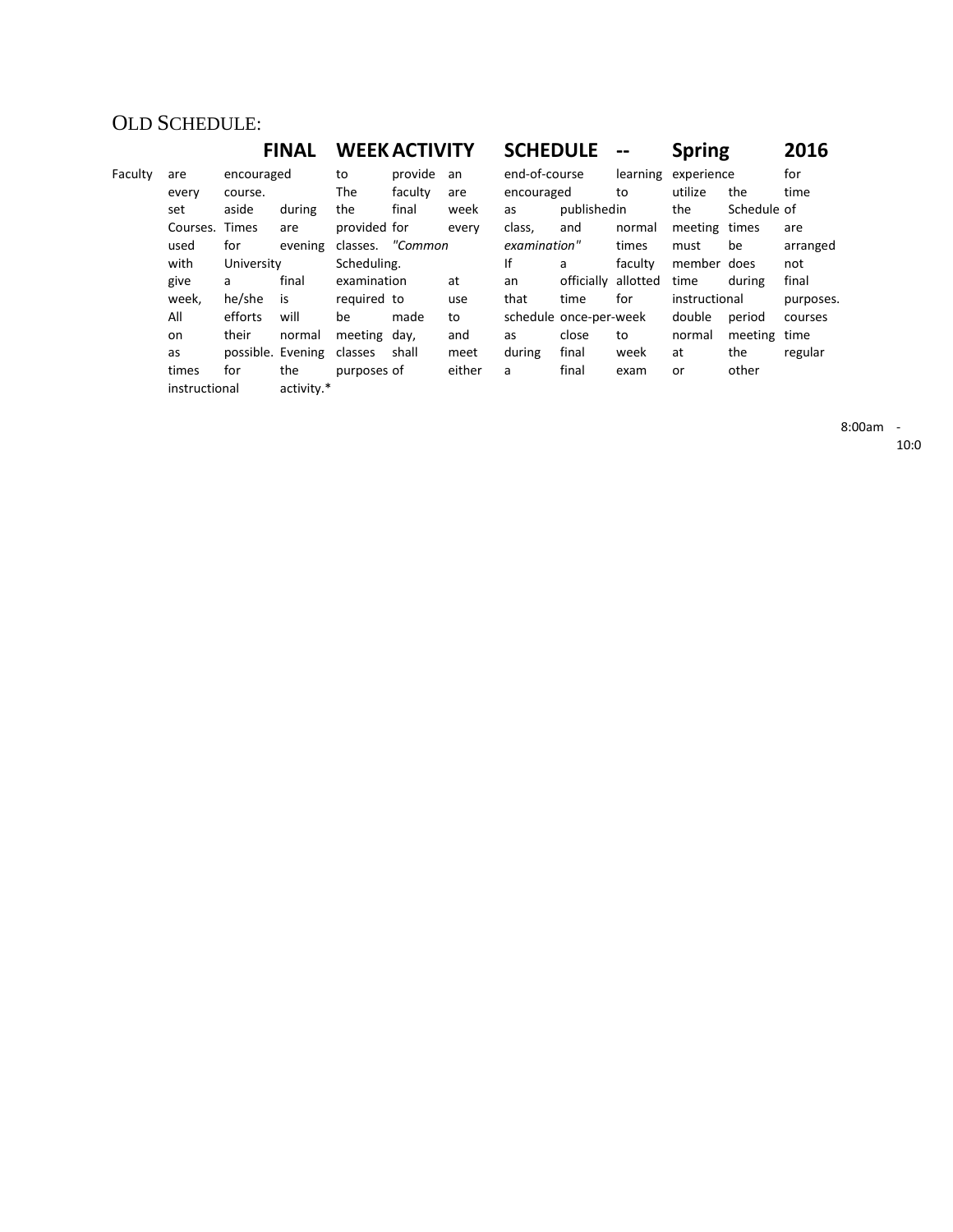OLD SCHEDULE:

# FINAL WEEK ACTIVITY SCHEDULE -- Spring 2016

Faculty are encouraged to provide an end-of-course learning experience for every course. The faculty are encouraged to utilize the time set aside during the final week as published in the Schedule of Courses. Times are provided for every class, and normal meeting times are used for evening classes. *"Common examination"* times must be arranged with University Scheduling. If a faculty member does not give a final examination at an officially allotted time during final week, he/she is required to use that time for instructional purposes. All efforts will be made to schedule once-per-week double period courses on their normal meeting day, and as close to normal meeting time as possible. Evening classes shall meet during final week at the regular times for the purposes of either a final exam or other instructional activity.*

8:00am - 10:0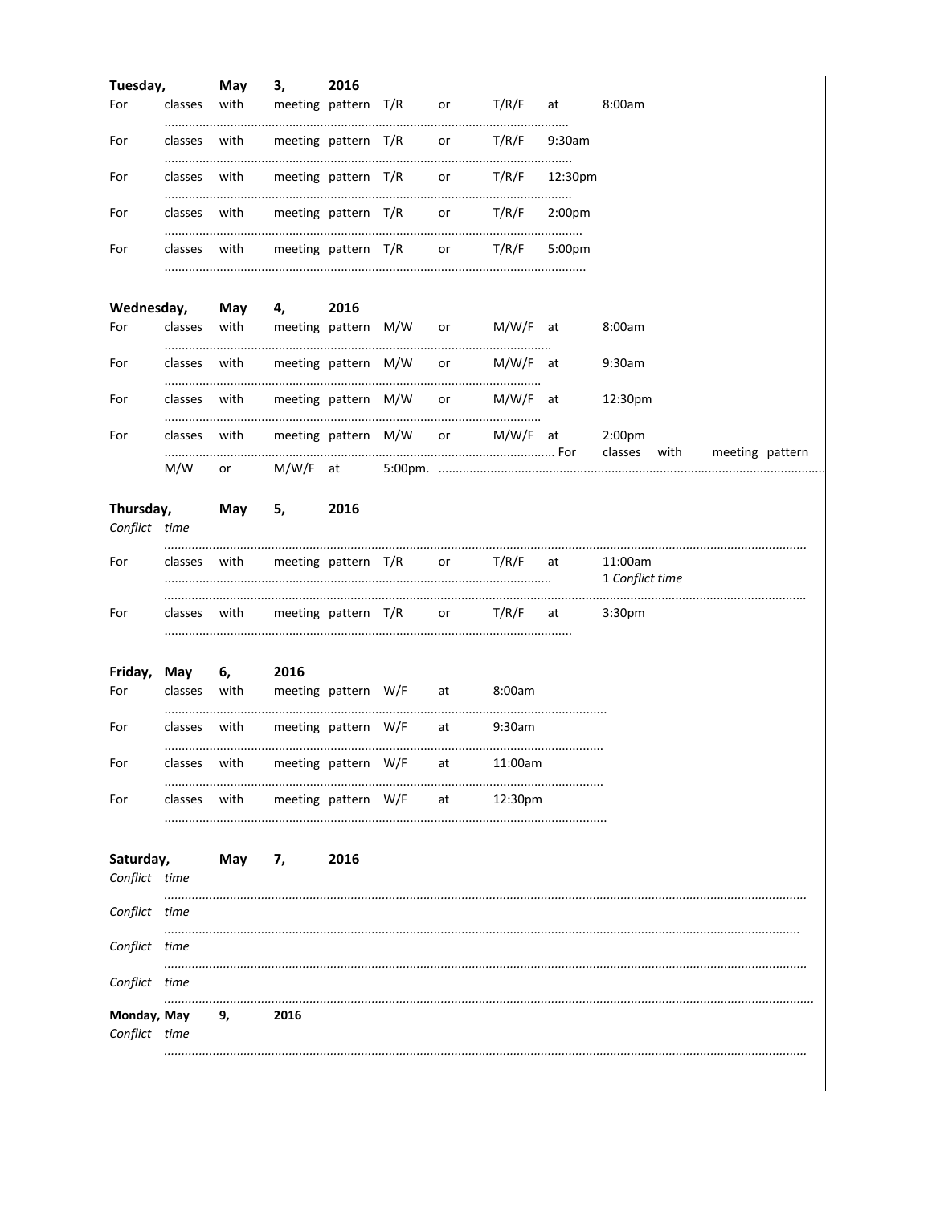**Tuesday, May 3, 2016**

For classes with meeting pattern T/R or T/R/F at 8:00am ........................................................................................................................

For classes with meeting pattern T/R or T/R/F 9:30am ........................................................................................................................

For classes with meeting pattern T/R or T/R/F 12:30pm ........................................................................................................................

For classes with meeting pattern T/R or T/R/F 2:00pm ........................................................................................................................

For classes with meeting pattern T/R or T/R/F 5:00pm ........................................................................................................................

**Wednesday, May 4, 2016**

For classes with meeting pattern M/W or M/W/F at 8:00am ........................................................................................................................

For classes with meeting pattern M/W or M/W/F at 9:30am ........................................................................................................................

For classes with meeting pattern M/W or M/W/F at 12:30pm ........................................................................................................................

For classes with meeting pattern M/W or M/W/F at 2:00pm ........................................................................................................................ For classes with meeting pattern M/W or M/W/F at 5:00pm. ........................................................................................................................

**Thursday, May 5, 2016**

*Conflict time* ........................................................................................................................

For classes with meeting pattern T/R or T/R/F at 11:00am ........................................................................................................................ 1 *Conflict time* ........................................................................................................................

For classes with meeting pattern T/R or T/R/F at 3:30pm ........................................................................................................................

**Friday, May 6, 2016**

For classes with meeting pattern W/F at 8:00am ........................................................................................................................

For classes with meeting pattern W/F at 9:30am ........................................................................................................................

For classes with meeting pattern W/F at 11:00am ........................................................................................................................

For classes with meeting pattern W/F at 12:30pm ........................................................................................................................

**Saturday, May 7, 2016**

*Conflict time* ........................................................................................................................

*Conflict time* ........................................................................................................................

*Conflict time* ........................................................................................................................

*Conflict time* ........................................................................................................................

**Monday, May 9, 2016**

*Conflict time* ........................................................................................................................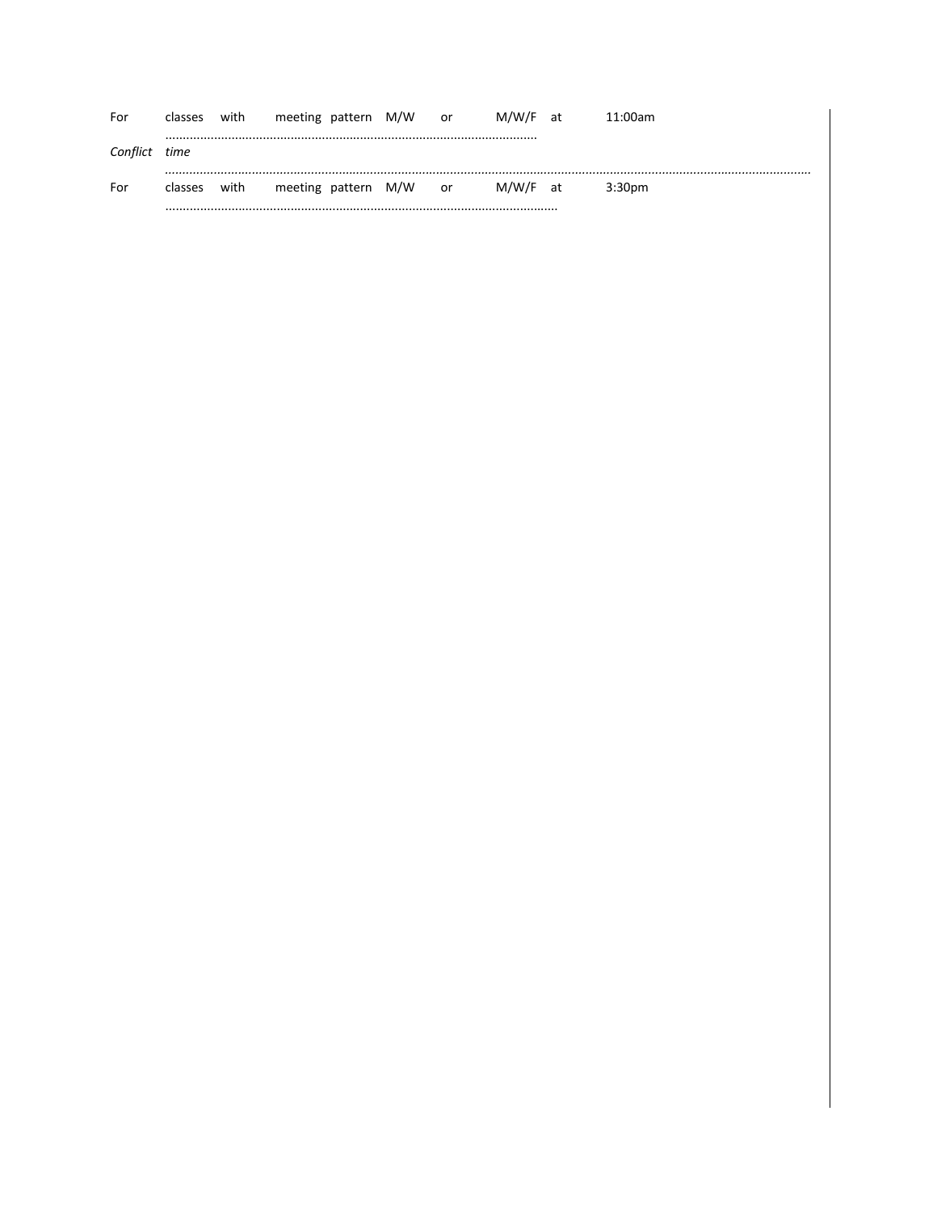For classes with meeting pattern M/W or M/W/F at 11:00am ..........................................................................................................

*Conflict time* ..........................................................................................................................................................................................................

For classes with meeting pattern M/W or M/W/F at 3:30pm ..........................................................................................................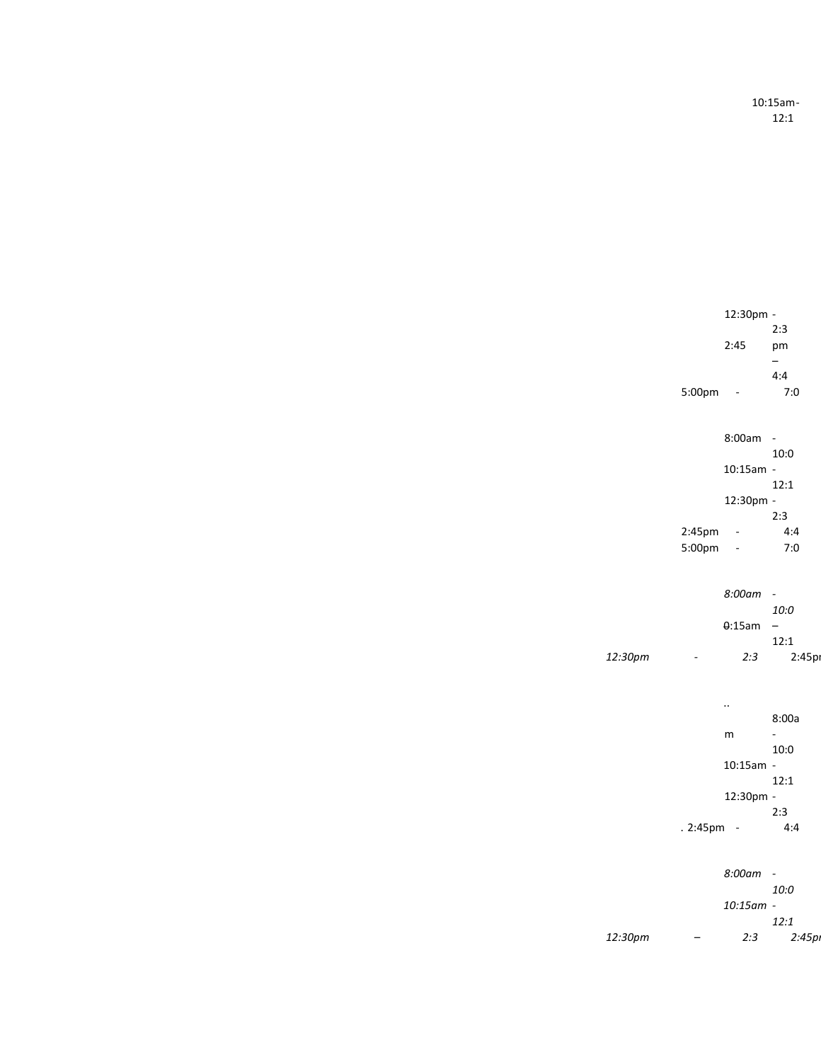10:15am - 12:1

12:30pm - 2:3

2:45 pm – 4:4

5:00pm - 7:0

8:00am - 10:0

10:15am - 12:1

12:30pm - 2:3

2:45pm - 4:4

5:00pm - 7:0

*8:00am - 10:0*

0:15am – 12:1

*12:30pm - 2:3* 2:45pm

..

8:00am - 10:0

10:15am - 12:1

12:30pm - 2:3

. 2:45pm - 4:4

*8:00am - 10:0*

*10:15am - 12:1*

*12:30pm – 2:3 2:45pm*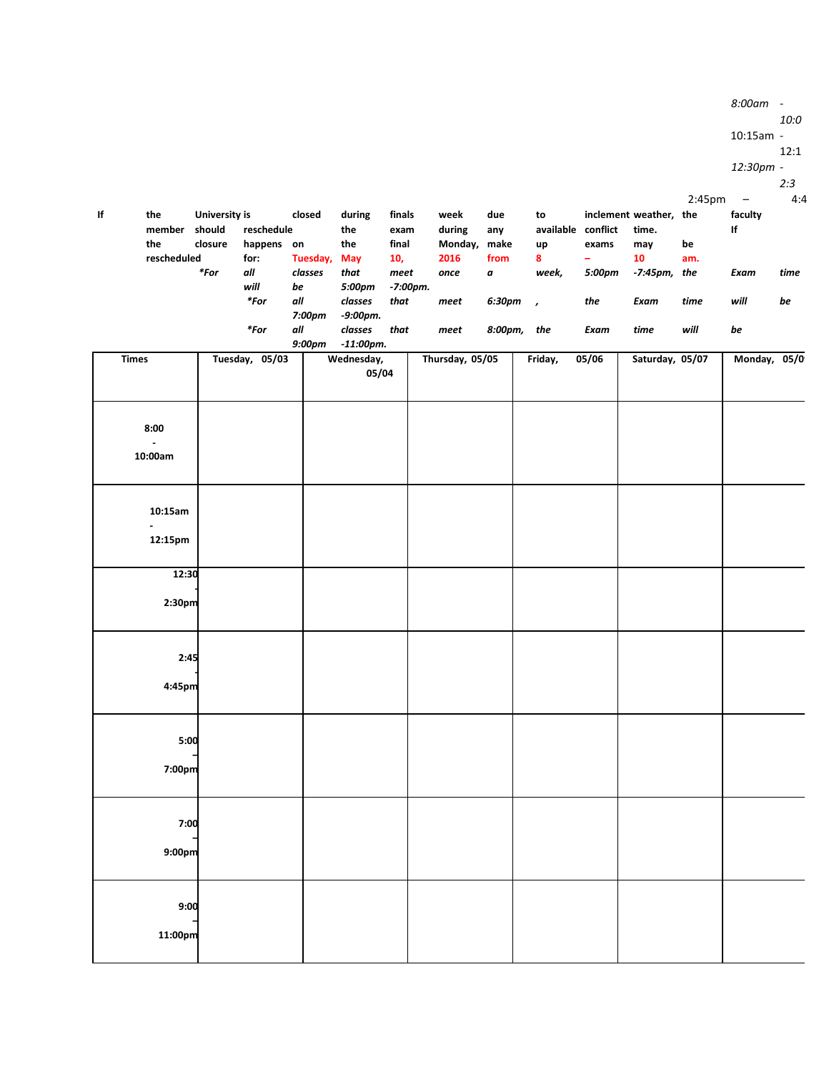8:00am - 10:0
10:15am - 12:1
12:30pm - 2:3
2:45pm – 4:4

If the University is closed during finals week due to inclement weather, the faculty member should reschedule the exam during the available conflict time. If the closure happens on the final Monday, make up exams may be rescheduled for: Tuesday, May 10, 2016 from 8 – 10 am.

*For all classes that meet once a week, 5:00pm -7:45pm, the Exam time will be 5:00pm -7:00pm.

*For all classes that meet 6:30pm , the Exam time will be 7:00pm -9:00pm.

*For all classes that meet 8:00pm, the Exam time will be 9:00pm -11:00pm.

| Times | Tuesday, 05/03 | Wednesday, 05/04 | Thursday, 05/05 | Friday, 05/06 | Saturday, 05/07 | Monday, 05/0 |
|---|---|---|---|---|---|---|
| 8:00 - 10:00am | | | | | | |
| 10:15am - 12:15pm | | | | | | |
| 12:30 - 2:30pm | | | | | | |
| 2:45 - 4:45pm | | | | | | |
| 5:00 - 7:00pm | | | | | | |
| 7:00 - 9:00pm | | | | | | |
| 9:00 - 11:00pm | | | | | | |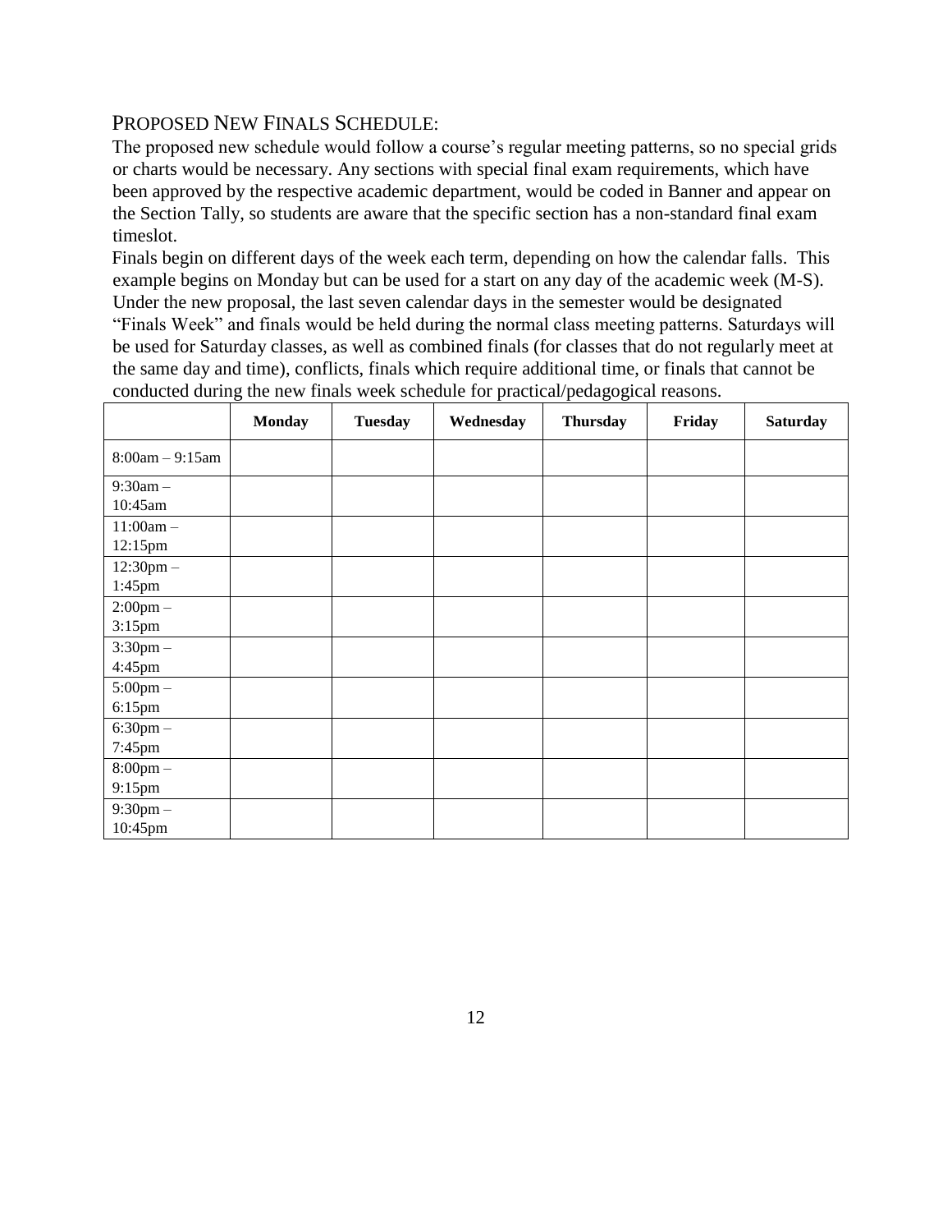## Proposed New Finals Schedule:

The proposed new schedule would follow a course's regular meeting patterns, so no special grids or charts would be necessary. Any sections with special final exam requirements, which have been approved by the respective academic department, would be coded in Banner and appear on the Section Tally, so students are aware that the specific section has a non-standard final exam timeslot.

Finals begin on different days of the week each term, depending on how the calendar falls. This example begins on Monday but can be used for a start on any day of the academic week (M-S). Under the new proposal, the last seven calendar days in the semester would be designated "Finals Week" and finals would be held during the normal class meeting patterns. Saturdays will be used for Saturday classes, as well as combined finals (for classes that do not regularly meet at the same day and time), conflicts, finals which require additional time, or finals that cannot be conducted during the new finals week schedule for practical/pedagogical reasons.

| | **Monday** | **Tuesday** | **Wednesday** | **Thursday** | **Friday** | **Saturday** |
|---|---|---|---|---|---|---|
| 8:00am – 9:15am | | | | | | |
| 9:30am – 10:45am | | | | | | |
| 11:00am – 12:15pm | | | | | | |
| 12:30pm – 1:45pm | | | | | | |
| 2:00pm – 3:15pm | | | | | | |
| 3:30pm – 4:45pm | | | | | | |
| 5:00pm – 6:15pm | | | | | | |
| 6:30pm – 7:45pm | | | | | | |
| 8:00pm – 9:15pm | | | | | | |
| 9:30pm – 10:45pm | | | | | | |